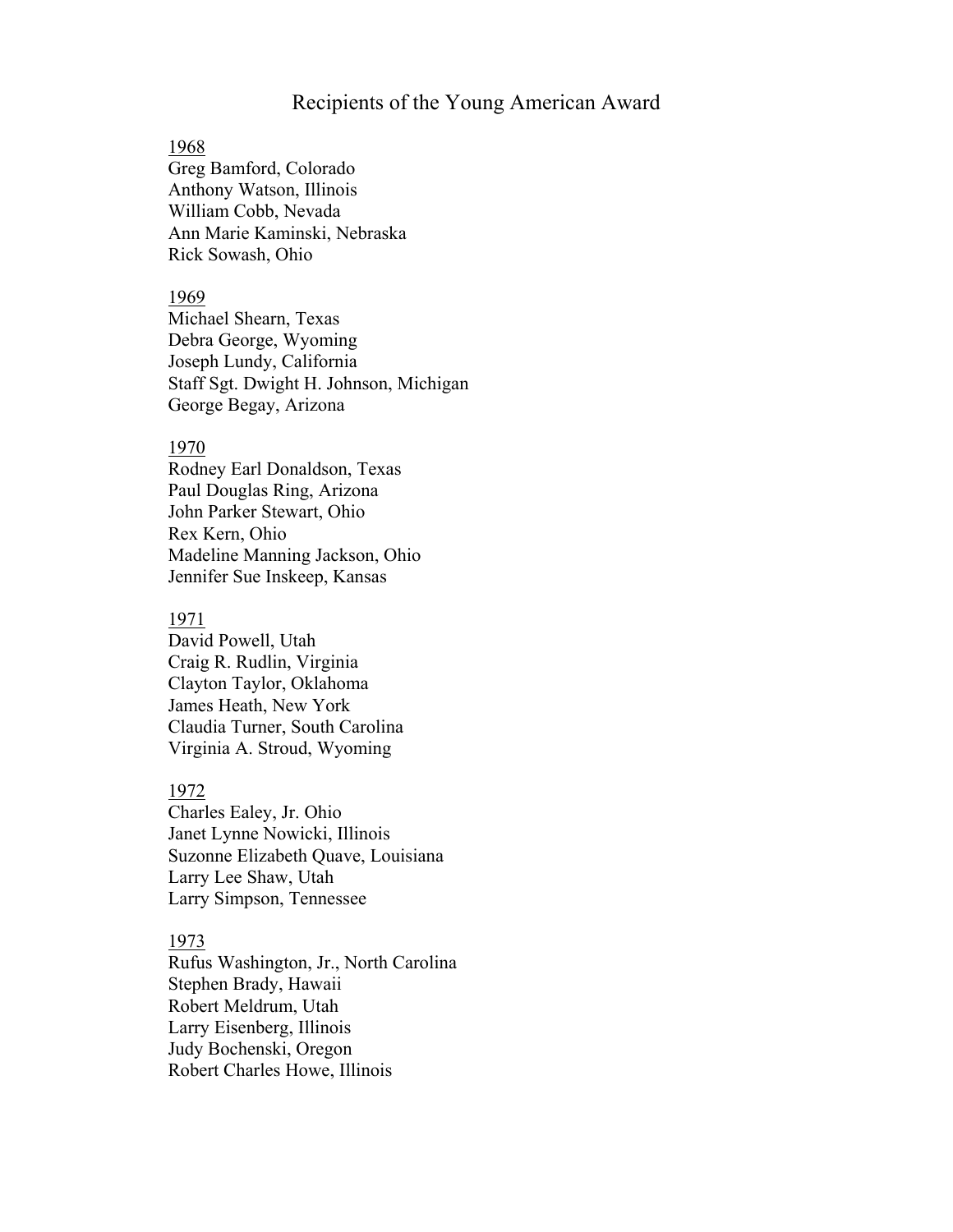# Recipients of the Young American Award

1968

Greg Bamford, Colorado
Anthony Watson, Illinois
William Cobb, Nevada
Ann Marie Kaminski, Nebraska
Rick Sowash, Ohio

1969

Michael Shearn, Texas
Debra George, Wyoming
Joseph Lundy, California
Staff Sgt. Dwight H. Johnson, Michigan
George Begay, Arizona

1970

Rodney Earl Donaldson, Texas
Paul Douglas Ring, Arizona
John Parker Stewart, Ohio
Rex Kern, Ohio
Madeline Manning Jackson, Ohio
Jennifer Sue Inskeep, Kansas

1971

David Powell, Utah
Craig R. Rudlin, Virginia
Clayton Taylor, Oklahoma
James Heath, New York
Claudia Turner, South Carolina
Virginia A. Stroud, Wyoming

1972

Charles Ealey, Jr. Ohio
Janet Lynne Nowicki, Illinois
Suzonne Elizabeth Quave, Louisiana
Larry Lee Shaw, Utah
Larry Simpson, Tennessee

1973

Rufus Washington, Jr., North Carolina
Stephen Brady, Hawaii
Robert Meldrum, Utah
Larry Eisenberg, Illinois
Judy Bochenski, Oregon
Robert Charles Howe, Illinois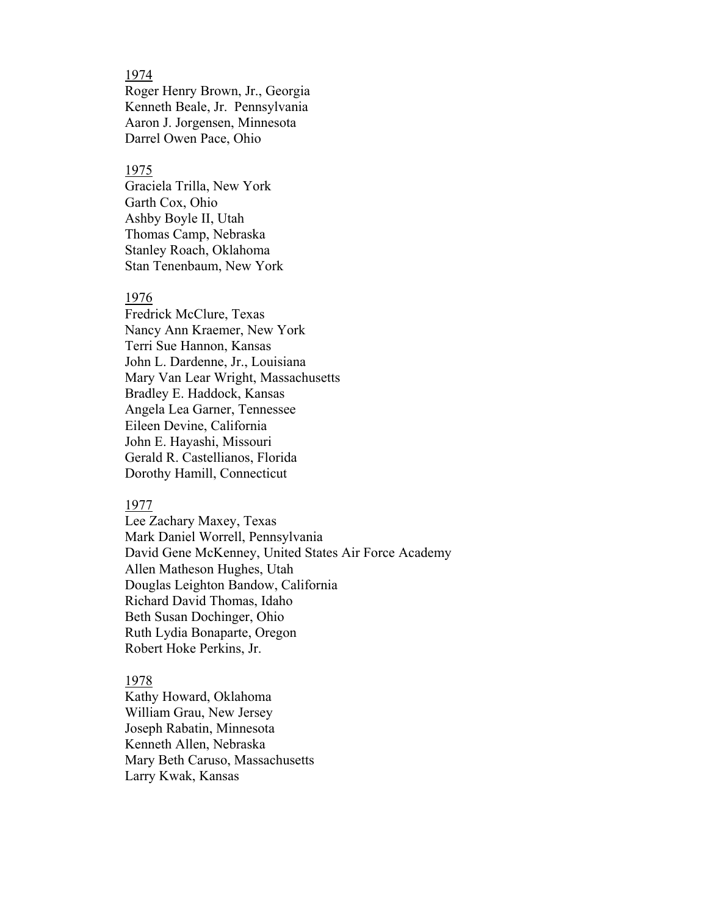1974

Roger Henry Brown, Jr., Georgia
Kenneth Beale, Jr.  Pennsylvania
Aaron J. Jorgensen, Minnesota
Darrel Owen Pace, Ohio

1975

Graciela Trilla, New York
Garth Cox, Ohio
Ashby Boyle II, Utah
Thomas Camp, Nebraska
Stanley Roach, Oklahoma
Stan Tenenbaum, New York

1976

Fredrick McClure, Texas
Nancy Ann Kraemer, New York
Terri Sue Hannon, Kansas
John L. Dardenne, Jr., Louisiana
Mary Van Lear Wright, Massachusetts
Bradley E. Haddock, Kansas
Angela Lea Garner, Tennessee
Eileen Devine, California
John E. Hayashi, Missouri
Gerald R. Castellianos, Florida
Dorothy Hamill, Connecticut

1977

Lee Zachary Maxey, Texas
Mark Daniel Worrell, Pennsylvania
David Gene McKenney, United States Air Force Academy
Allen Matheson Hughes, Utah
Douglas Leighton Bandow, California
Richard David Thomas, Idaho
Beth Susan Dochinger, Ohio
Ruth Lydia Bonaparte, Oregon
Robert Hoke Perkins, Jr.

1978

Kathy Howard, Oklahoma
William Grau, New Jersey
Joseph Rabatin, Minnesota
Kenneth Allen, Nebraska
Mary Beth Caruso, Massachusetts
Larry Kwak, Kansas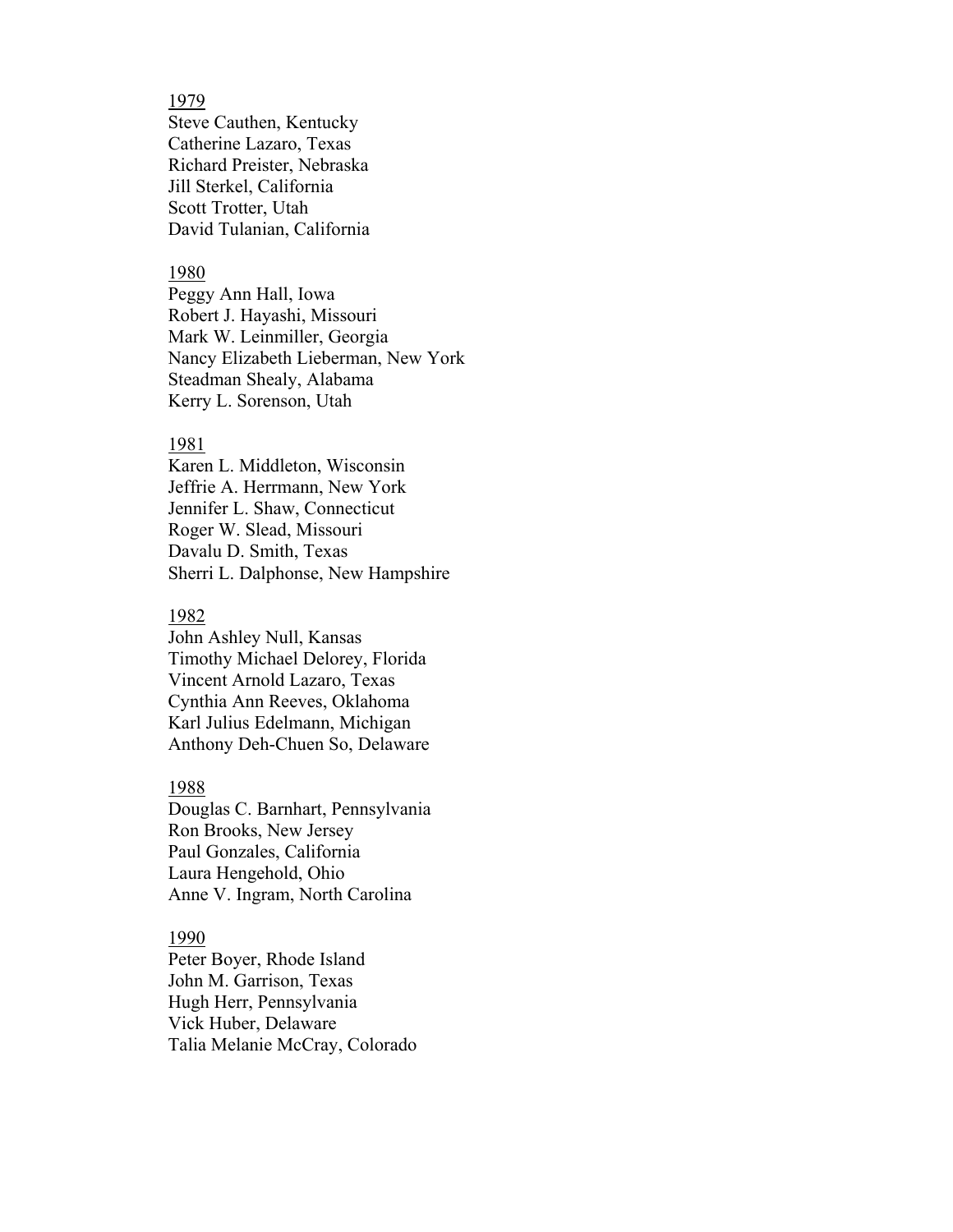1979

Steve Cauthen, Kentucky
Catherine Lazaro, Texas
Richard Preister, Nebraska
Jill Sterkel, California
Scott Trotter, Utah
David Tulanian, California

1980

Peggy Ann Hall, Iowa
Robert J. Hayashi, Missouri
Mark W. Leinmiller, Georgia
Nancy Elizabeth Lieberman, New York
Steadman Shealy, Alabama
Kerry L. Sorenson, Utah

1981

Karen L. Middleton, Wisconsin
Jeffrie A. Herrmann, New York
Jennifer L. Shaw, Connecticut
Roger W. Slead, Missouri
Davalu D. Smith, Texas
Sherri L. Dalphonse, New Hampshire

1982

John Ashley Null, Kansas
Timothy Michael Delorey, Florida
Vincent Arnold Lazaro, Texas
Cynthia Ann Reeves, Oklahoma
Karl Julius Edelmann, Michigan
Anthony Deh-Chuen So, Delaware

1988

Douglas C. Barnhart, Pennsylvania
Ron Brooks, New Jersey
Paul Gonzales, California
Laura Hengehold, Ohio
Anne V. Ingram, North Carolina

1990

Peter Boyer, Rhode Island
John M. Garrison, Texas
Hugh Herr, Pennsylvania
Vick Huber, Delaware
Talia Melanie McCray, Colorado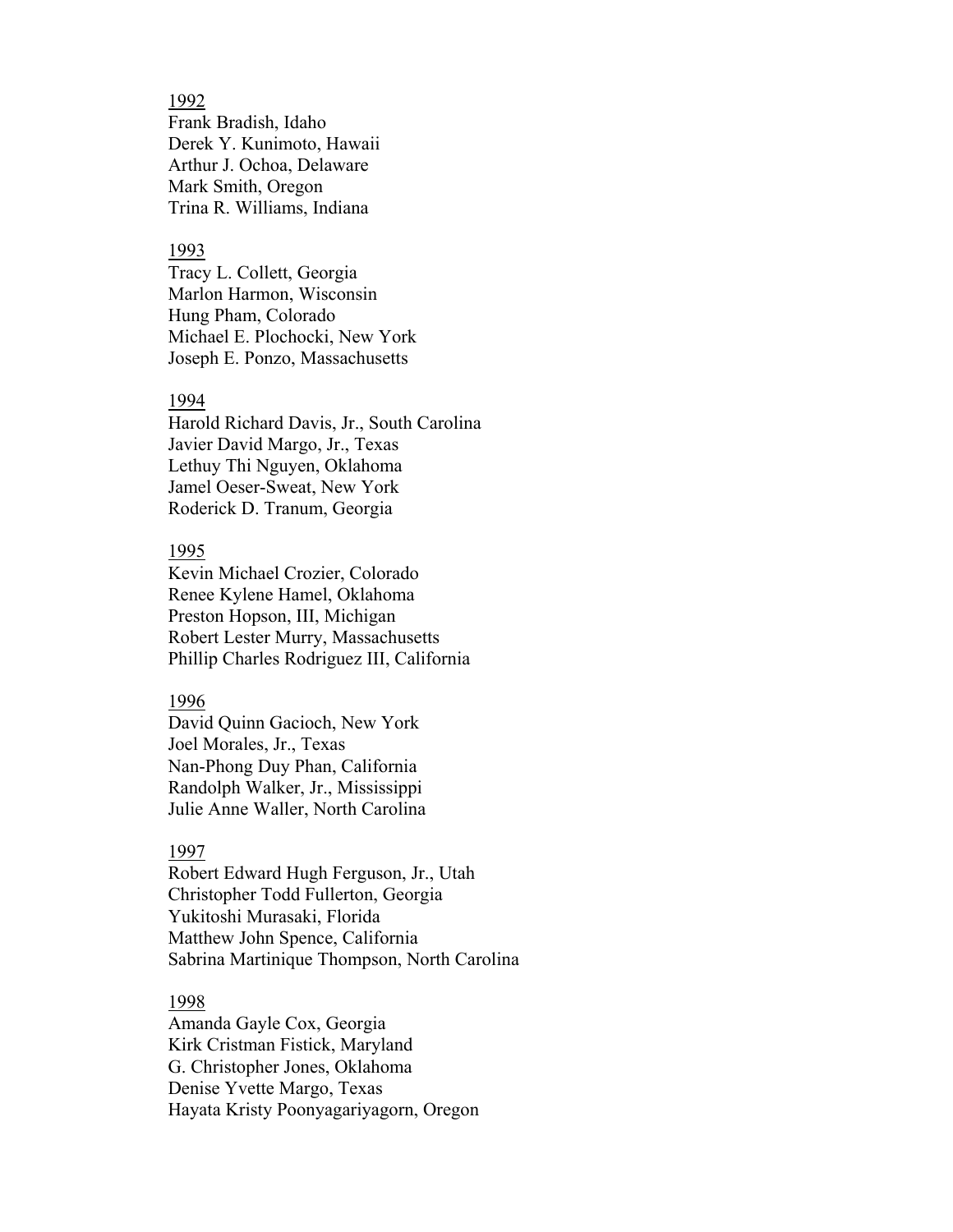<u>1992</u>
Frank Bradish, Idaho
Derek Y. Kunimoto, Hawaii
Arthur J. Ochoa, Delaware
Mark Smith, Oregon
Trina R. Williams, Indiana

<u>1993</u>
Tracy L. Collett, Georgia
Marlon Harmon, Wisconsin
Hung Pham, Colorado
Michael E. Plochocki, New York
Joseph E. Ponzo, Massachusetts

<u>1994</u>
Harold Richard Davis, Jr., South Carolina
Javier David Margo, Jr., Texas
Lethuy Thi Nguyen, Oklahoma
Jamel Oeser-Sweat, New York
Roderick D. Tranum, Georgia

<u>1995</u>
Kevin Michael Crozier, Colorado
Renee Kylene Hamel, Oklahoma
Preston Hopson, III, Michigan
Robert Lester Murry, Massachusetts
Phillip Charles Rodriguez III, California

<u>1996</u>
David Quinn Gacioch, New York
Joel Morales, Jr., Texas
Nan-Phong Duy Phan, California
Randolph Walker, Jr., Mississippi
Julie Anne Waller, North Carolina

<u>1997</u>
Robert Edward Hugh Ferguson, Jr., Utah
Christopher Todd Fullerton, Georgia
Yukitoshi Murasaki, Florida
Matthew John Spence, California
Sabrina Martinique Thompson, North Carolina

<u>1998</u>
Amanda Gayle Cox, Georgia
Kirk Cristman Fistick, Maryland
G. Christopher Jones, Oklahoma
Denise Yvette Margo, Texas
Hayata Kristy Poonyagariyagorn, Oregon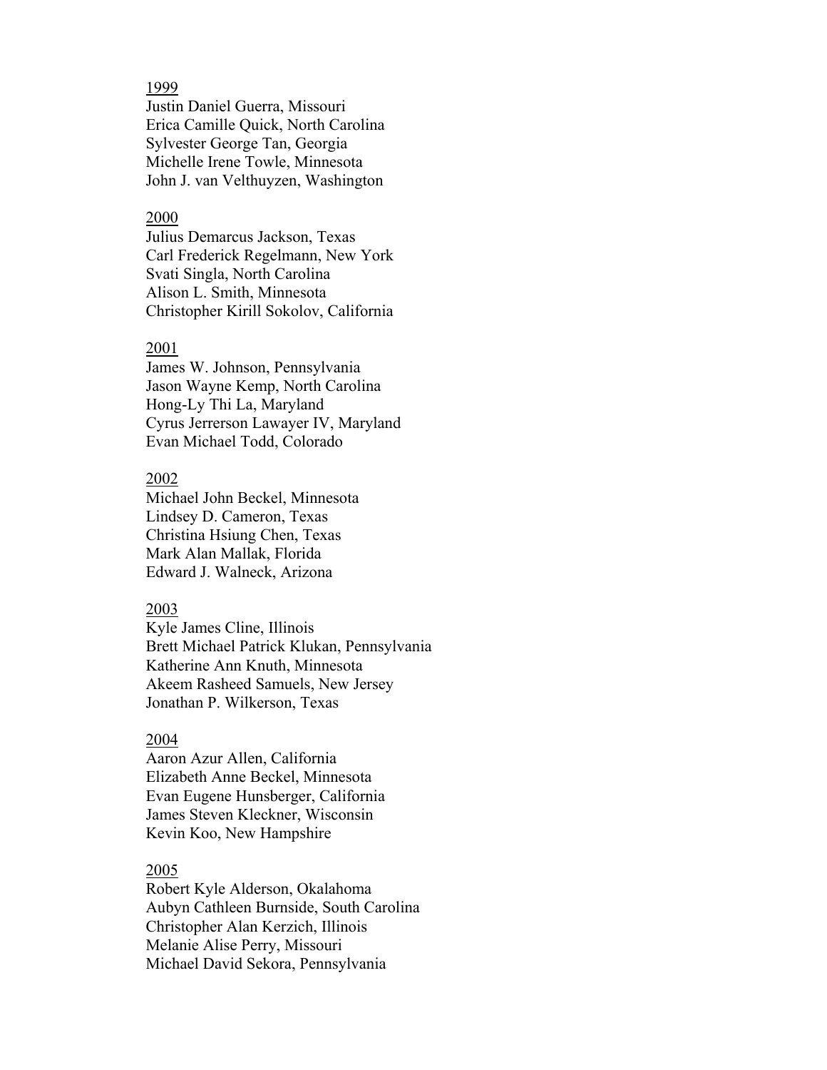<u>1999</u>
Justin Daniel Guerra, Missouri
Erica Camille Quick, North Carolina
Sylvester George Tan, Georgia
Michelle Irene Towle, Minnesota
John J. van Velthuyzen, Washington

<u>2000</u>
Julius Demarcus Jackson, Texas
Carl Frederick Regelmann, New York
Svati Singla, North Carolina
Alison L. Smith, Minnesota
Christopher Kirill Sokolov, California

<u>2001</u>
James W. Johnson, Pennsylvania
Jason Wayne Kemp, North Carolina
Hong-Ly Thi La, Maryland
Cyrus Jerrerson Lawayer IV, Maryland
Evan Michael Todd, Colorado

<u>2002</u>
Michael John Beckel, Minnesota
Lindsey D. Cameron, Texas
Christina Hsiung Chen, Texas
Mark Alan Mallak, Florida
Edward J. Walneck, Arizona

<u>2003</u>
Kyle James Cline, Illinois
Brett Michael Patrick Klukan, Pennsylvania
Katherine Ann Knuth, Minnesota
Akeem Rasheed Samuels, New Jersey
Jonathan P. Wilkerson, Texas

<u>2004</u>
Aaron Azur Allen, California
Elizabeth Anne Beckel, Minnesota
Evan Eugene Hunsberger, California
James Steven Kleckner, Wisconsin
Kevin Koo, New Hampshire

<u>2005</u>
Robert Kyle Alderson, Okalahoma
Aubyn Cathleen Burnside, South Carolina
Christopher Alan Kerzich, Illinois
Melanie Alise Perry, Missouri
Michael David Sekora, Pennsylvania